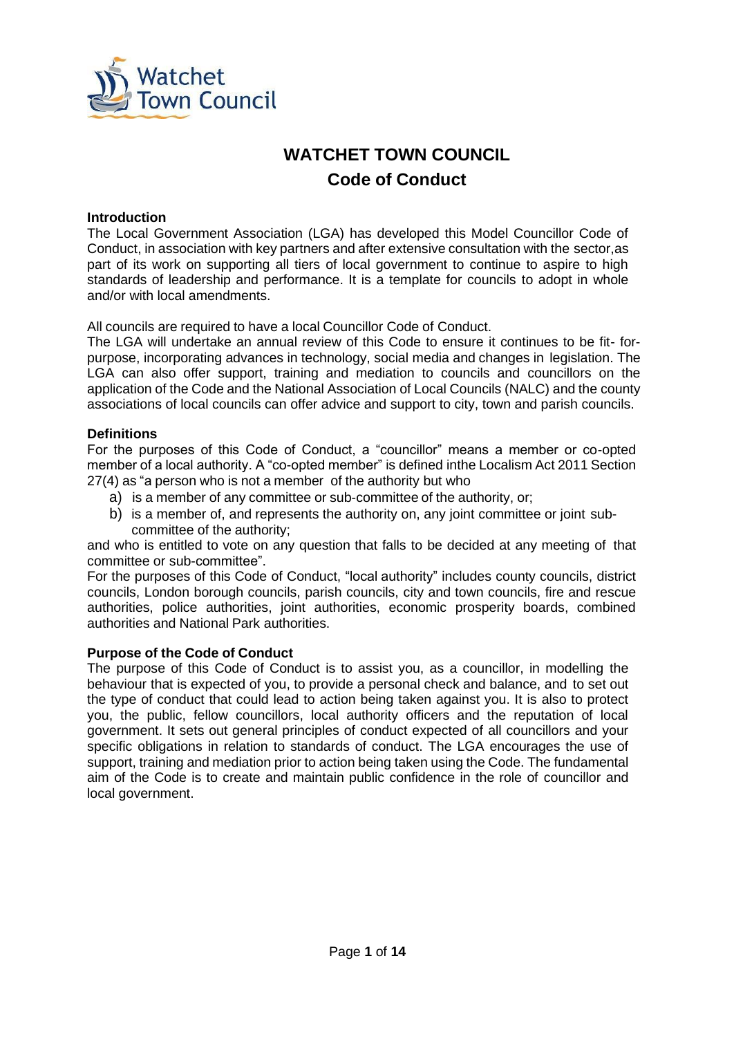# WATCHET TOWN COUNCIL

## Code of Conduct

### Introduction

The Local Government Association (LGA) has developed this Model Councillor Code of Conduct, in association with key partners and after extensive consultation with the sector,as part of its work on supporting all tiers of local government to continue to aspire to high standards of leadership and performance. It is a template for councils to adopt in whole and/or with local amendments.

All councils are required to have a local Councillor Code of Conduct.

The LGA will undertake an annual review of this Code to ensure it continues to be fit- for-purpose, incorporating advances in technology, social media and changes in legislation. The LGA can also offer support, training and mediation to councils and councillors on the application of the Code and the National Association of Local Councils (NALC) and the county associations of local councils can offer advice and support to city, town and parish councils.

### Definitions

For the purposes of this Code of Conduct, a "councillor" means a member or co-opted member of a local authority. A "co-opted member" is defined inthe Localism Act 2011 Section 27(4) as "a person who is not a member of the authority but who

a) is a member of any committee or sub-committee of the authority, or;
b) is a member of, and represents the authority on, any joint committee or joint sub-committee of the authority;

and who is entitled to vote on any question that falls to be decided at any meeting of that committee or sub-committee".

For the purposes of this Code of Conduct, "local authority" includes county councils, district councils, London borough councils, parish councils, city and town councils, fire and rescue authorities, police authorities, joint authorities, economic prosperity boards, combined authorities and National Park authorities.

### Purpose of the Code of Conduct

The purpose of this Code of Conduct is to assist you, as a councillor, in modelling the behaviour that is expected of you, to provide a personal check and balance, and to set out the type of conduct that could lead to action being taken against you. It is also to protect you, the public, fellow councillors, local authority officers and the reputation of local government. It sets out general principles of conduct expected of all councillors and your specific obligations in relation to standards of conduct. The LGA encourages the use of support, training and mediation prior to action being taken using the Code. The fundamental aim of the Code is to create and maintain public confidence in the role of councillor and local government.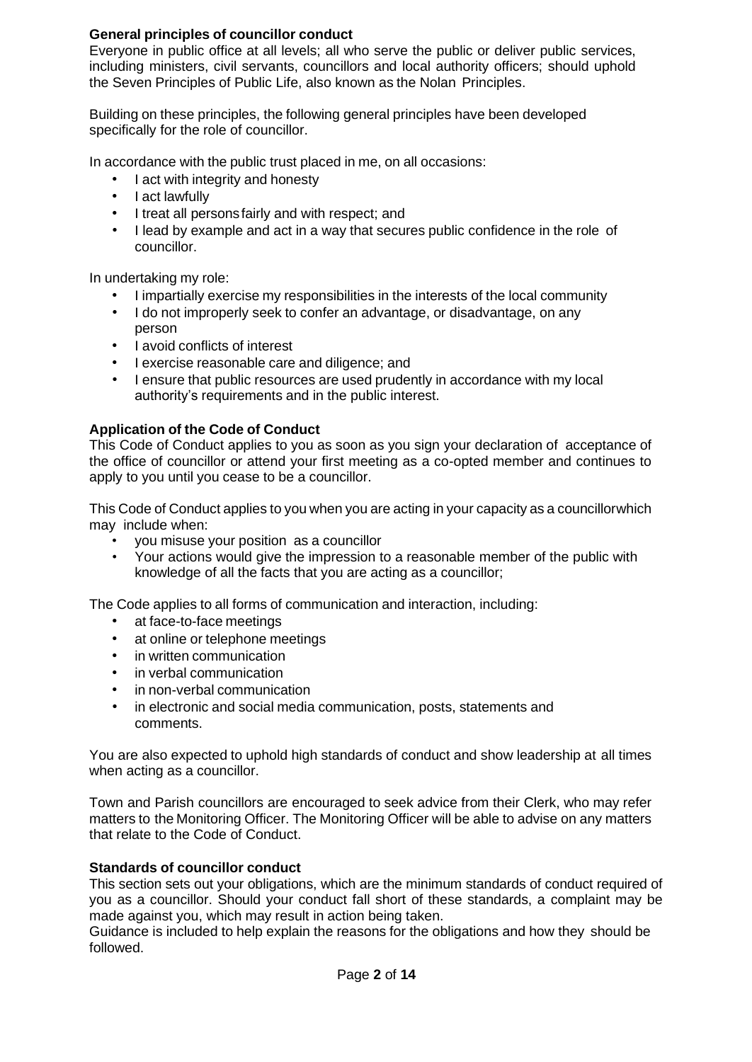**General principles of councillor conduct**

Everyone in public office at all levels; all who serve the public or deliver public services, including ministers, civil servants, councillors and local authority officers; should uphold the Seven Principles of Public Life, also known as the Nolan Principles.

Building on these principles, the following general principles have been developed specifically for the role of councillor.

In accordance with the public trust placed in me, on all occasions:

- I act with integrity and honesty
- I act lawfully
- I treat all persons fairly and with respect; and
- I lead by example and act in a way that secures public confidence in the role of councillor.

In undertaking my role:

- I impartially exercise my responsibilities in the interests of the local community
- I do not improperly seek to confer an advantage, or disadvantage, on any person
- I avoid conflicts of interest
- I exercise reasonable care and diligence; and
- I ensure that public resources are used prudently in accordance with my local authority's requirements and in the public interest.

**Application of the Code of Conduct**

This Code of Conduct applies to you as soon as you sign your declaration of acceptance of the office of councillor or attend your first meeting as a co-opted member and continues to apply to you until you cease to be a councillor.

This Code of Conduct applies to you when you are acting in your capacity as a councillorwhich may include when:

- you misuse your position as a councillor
- Your actions would give the impression to a reasonable member of the public with knowledge of all the facts that you are acting as a councillor;

The Code applies to all forms of communication and interaction, including:

- at face-to-face meetings
- at online or telephone meetings
- in written communication
- in verbal communication
- in non-verbal communication
- in electronic and social media communication, posts, statements and comments.

You are also expected to uphold high standards of conduct and show leadership at all times when acting as a councillor.

Town and Parish councillors are encouraged to seek advice from their Clerk, who may refer matters to the Monitoring Officer. The Monitoring Officer will be able to advise on any matters that relate to the Code of Conduct.

**Standards of councillor conduct**

This section sets out your obligations, which are the minimum standards of conduct required of you as a councillor. Should your conduct fall short of these standards, a complaint may be made against you, which may result in action being taken.

Guidance is included to help explain the reasons for the obligations and how they should be followed.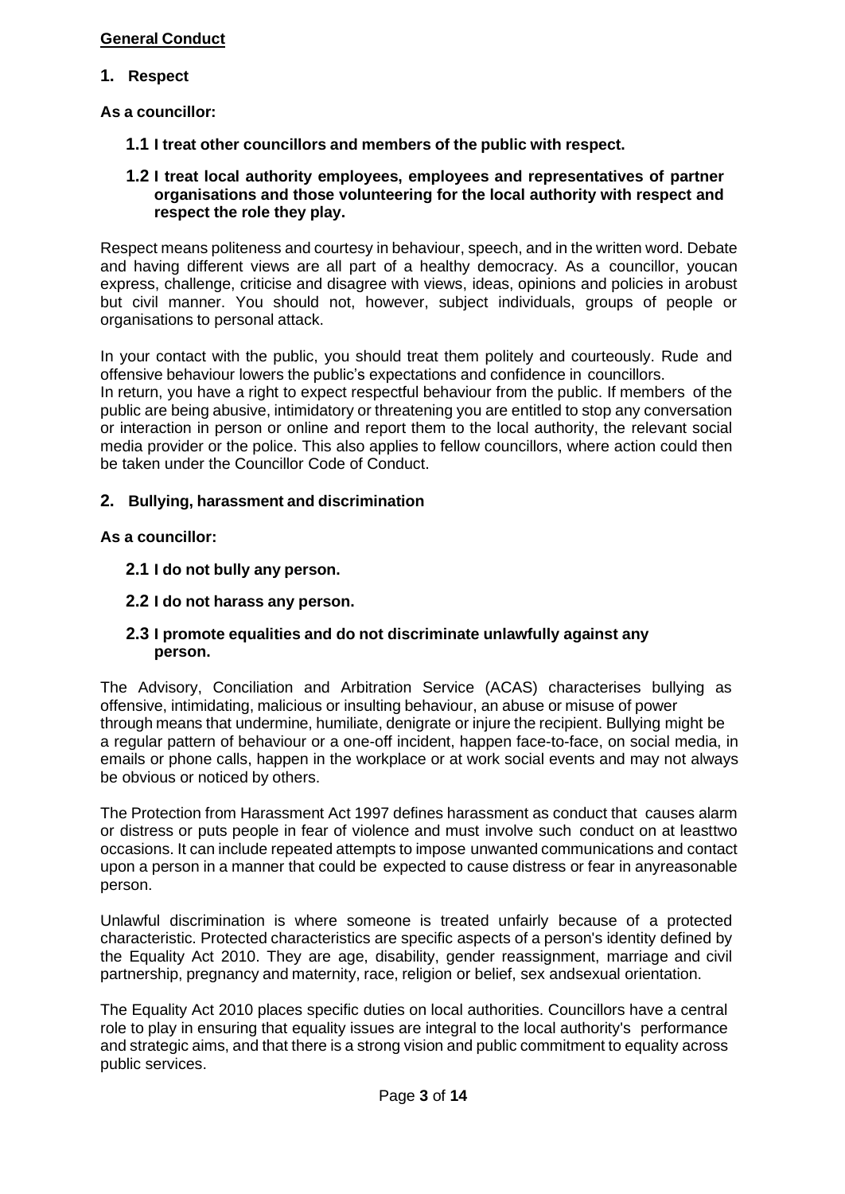**General Conduct**

## 1. Respect

**As a councillor:**

**1.1 I treat other councillors and members of the public with respect.**

**1.2 I treat local authority employees, employees and representatives of partner organisations and those volunteering for the local authority with respect and respect the role they play.**

Respect means politeness and courtesy in behaviour, speech, and in the written word. Debate and having different views are all part of a healthy democracy. As a councillor, youcan express, challenge, criticise and disagree with views, ideas, opinions and policies in arobust but civil manner. You should not, however, subject individuals, groups of people or organisations to personal attack.

In your contact with the public, you should treat them politely and courteously. Rude and offensive behaviour lowers the public's expectations and confidence in councillors.
In return, you have a right to expect respectful behaviour from the public. If members of the public are being abusive, intimidatory or threatening you are entitled to stop any conversation or interaction in person or online and report them to the local authority, the relevant social media provider or the police. This also applies to fellow councillors, where action could then be taken under the Councillor Code of Conduct.

## 2. Bullying, harassment and discrimination

**As a councillor:**

**2.1 I do not bully any person.**

**2.2 I do not harass any person.**

**2.3 I promote equalities and do not discriminate unlawfully against any person.**

The Advisory, Conciliation and Arbitration Service (ACAS) characterises bullying as offensive, intimidating, malicious or insulting behaviour, an abuse or misuse of power through means that undermine, humiliate, denigrate or injure the recipient. Bullying might be a regular pattern of behaviour or a one-off incident, happen face-to-face, on social media, in emails or phone calls, happen in the workplace or at work social events and may not always be obvious or noticed by others.

The Protection from Harassment Act 1997 defines harassment as conduct that causes alarm or distress or puts people in fear of violence and must involve such conduct on at leasttwo occasions. It can include repeated attempts to impose unwanted communications and contact upon a person in a manner that could be expected to cause distress or fear in anyreasonable person.

Unlawful discrimination is where someone is treated unfairly because of a protected characteristic. Protected characteristics are specific aspects of a person's identity defined by the Equality Act 2010. They are age, disability, gender reassignment, marriage and civil partnership, pregnancy and maternity, race, religion or belief, sex andsexual orientation.

The Equality Act 2010 places specific duties on local authorities. Councillors have a central role to play in ensuring that equality issues are integral to the local authority's performance and strategic aims, and that there is a strong vision and public commitment to equality across public services.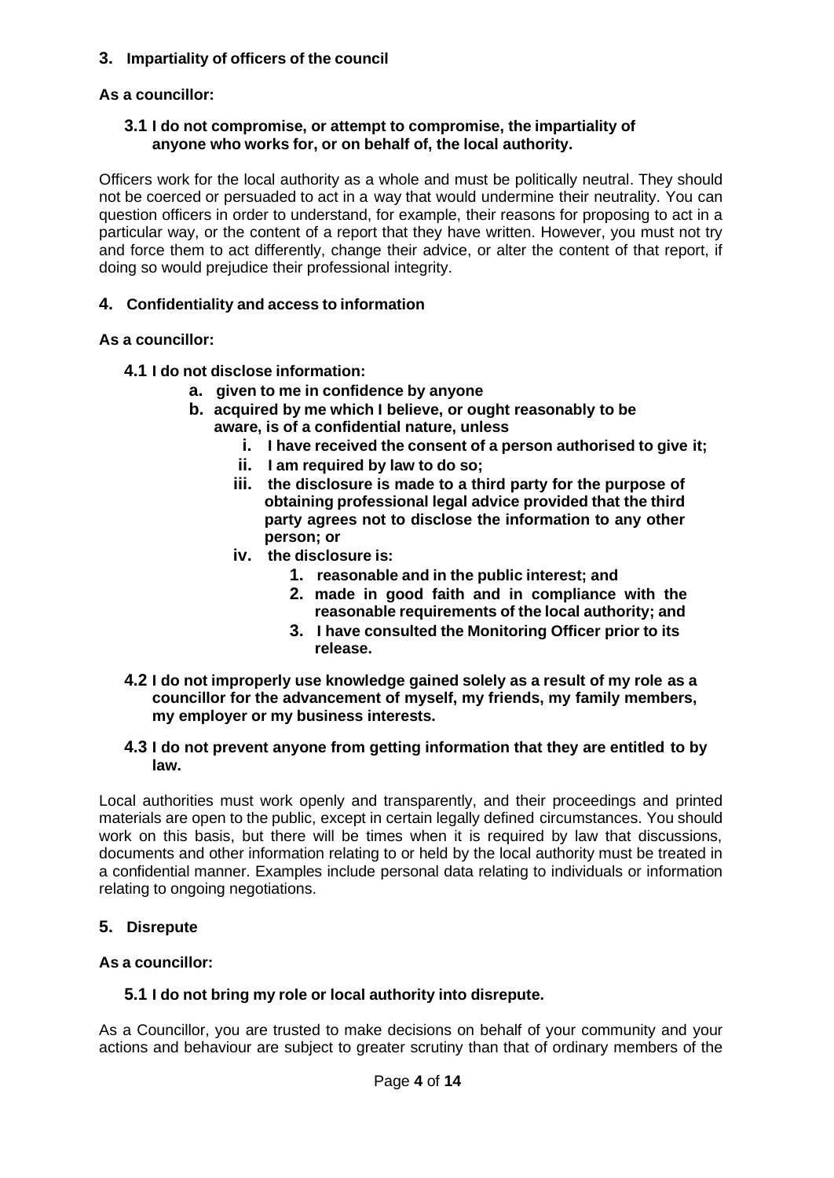## 3. Impartiality of officers of the council

**As a councillor:**

**3.1 I do not compromise, or attempt to compromise, the impartiality of anyone who works for, or on behalf of, the local authority.**

Officers work for the local authority as a whole and must be politically neutral. They should not be coerced or persuaded to act in a way that would undermine their neutrality. You can question officers in order to understand, for example, their reasons for proposing to act in a particular way, or the content of a report that they have written. However, you must not try and force them to act differently, change their advice, or alter the content of that report, if doing so would prejudice their professional integrity.

## 4. Confidentiality and access to information

**As a councillor:**

**4.1 I do not disclose information:**

- **a. given to me in confidence by anyone**
- **b. acquired by me which I believe, or ought reasonably to be aware, is of a confidential nature, unless**
  - **i. I have received the consent of a person authorised to give it;**
  - **ii. I am required by law to do so;**
  - **iii. the disclosure is made to a third party for the purpose of obtaining professional legal advice provided that the third party agrees not to disclose the information to any other person; or**
  - **iv. the disclosure is:**
    1. **reasonable and in the public interest; and**
    2. **made in good faith and in compliance with the reasonable requirements of the local authority; and**
    3. **I have consulted the Monitoring Officer prior to its release.**

**4.2 I do not improperly use knowledge gained solely as a result of my role as a councillor for the advancement of myself, my friends, my family members, my employer or my business interests.**

**4.3 I do not prevent anyone from getting information that they are entitled to by law.**

Local authorities must work openly and transparently, and their proceedings and printed materials are open to the public, except in certain legally defined circumstances. You should work on this basis, but there will be times when it is required by law that discussions, documents and other information relating to or held by the local authority must be treated in a confidential manner. Examples include personal data relating to individuals or information relating to ongoing negotiations.

## 5. Disrepute

**As a councillor:**

**5.1 I do not bring my role or local authority into disrepute.**

As a Councillor, you are trusted to make decisions on behalf of your community and your actions and behaviour are subject to greater scrutiny than that of ordinary members of the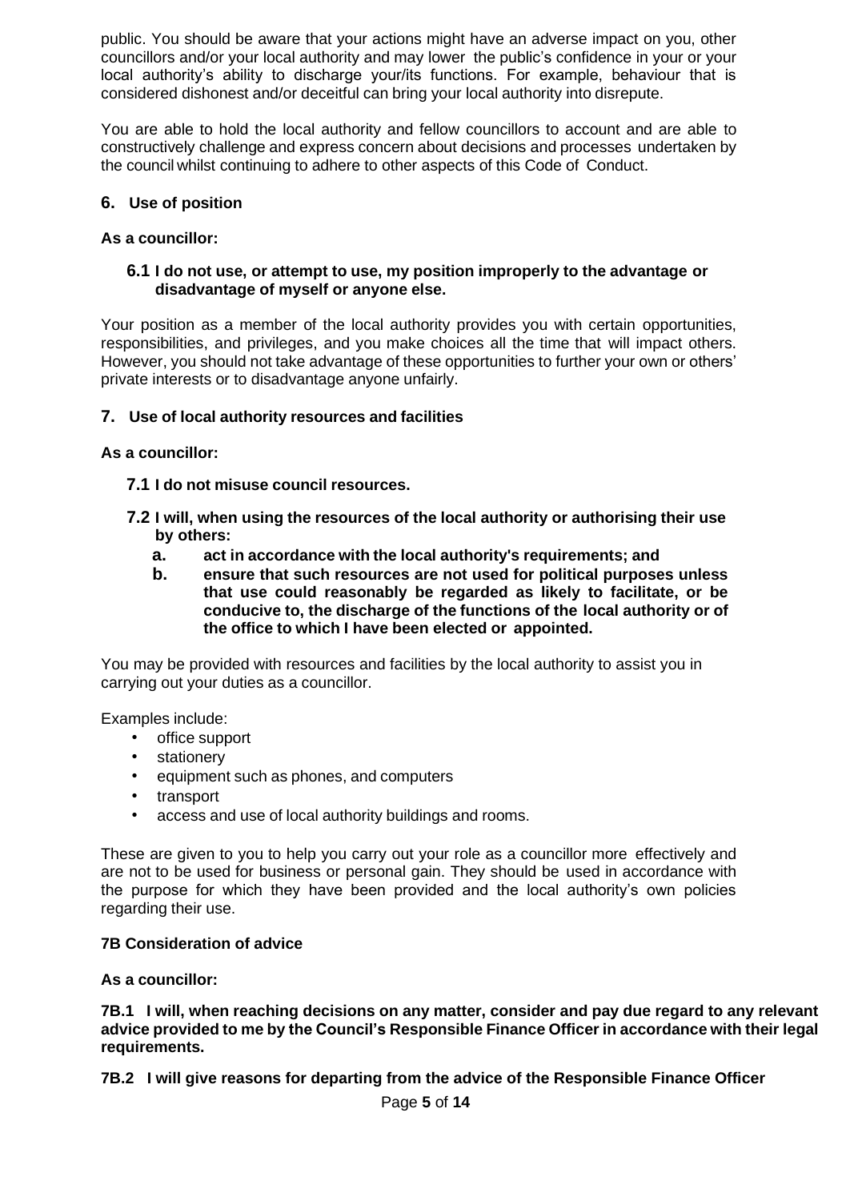public. You should be aware that your actions might have an adverse impact on you, other councillors and/or your local authority and may lower the public's confidence in your or your local authority's ability to discharge your/its functions. For example, behaviour that is considered dishonest and/or deceitful can bring your local authority into disrepute.

You are able to hold the local authority and fellow councillors to account and are able to constructively challenge and express concern about decisions and processes undertaken by the council whilst continuing to adhere to other aspects of this Code of Conduct.

## 6. Use of position

**As a councillor:**

**6.1 I do not use, or attempt to use, my position improperly to the advantage or disadvantage of myself or anyone else.**

Your position as a member of the local authority provides you with certain opportunities, responsibilities, and privileges, and you make choices all the time that will impact others. However, you should not take advantage of these opportunities to further your own or others' private interests or to disadvantage anyone unfairly.

## 7. Use of local authority resources and facilities

**As a councillor:**

**7.1 I do not misuse council resources.**

**7.2 I will, when using the resources of the local authority or authorising their use by others:**

**a. act in accordance with the local authority's requirements; and**

**b. ensure that such resources are not used for political purposes unless that use could reasonably be regarded as likely to facilitate, or be conducive to, the discharge of the functions of the local authority or of the office to which I have been elected or appointed.**

You may be provided with resources and facilities by the local authority to assist you in carrying out your duties as a councillor.

Examples include:

- office support
- stationery
- equipment such as phones, and computers
- transport
- access and use of local authority buildings and rooms.

These are given to you to help you carry out your role as a councillor more effectively and are not to be used for business or personal gain. They should be used in accordance with the purpose for which they have been provided and the local authority's own policies regarding their use.

## 7B Consideration of advice

**As a councillor:**

**7B.1 I will, when reaching decisions on any matter, consider and pay due regard to any relevant advice provided to me by the Council's Responsible Finance Officer in accordance with their legal requirements.**

**7B.2 I will give reasons for departing from the advice of the Responsible Finance Officer**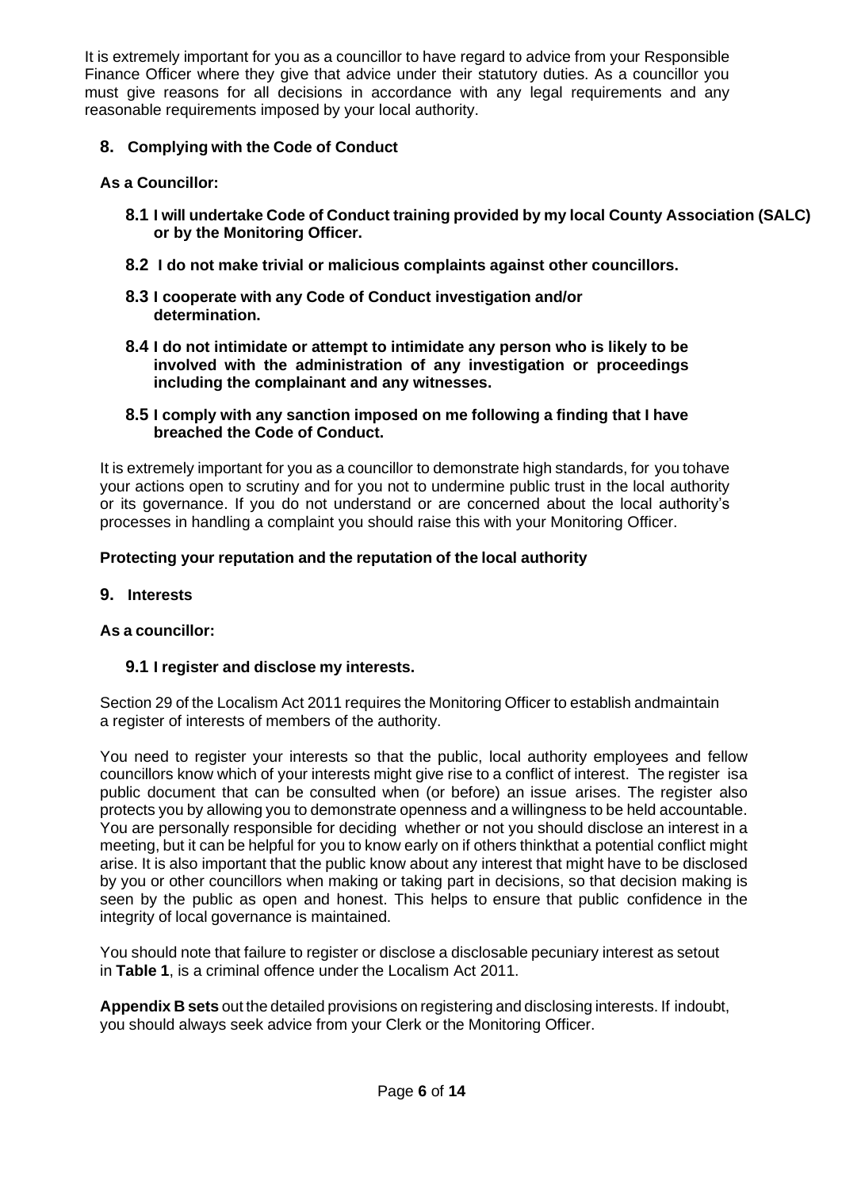It is extremely important for you as a councillor to have regard to advice from your Responsible Finance Officer where they give that advice under their statutory duties. As a councillor you must give reasons for all decisions in accordance with any legal requirements and any reasonable requirements imposed by your local authority.

## 8. Complying with the Code of Conduct

**As a Councillor:**

**8.1 I will undertake Code of Conduct training provided by my local County Association (SALC) or by the Monitoring Officer.**

**8.2 I do not make trivial or malicious complaints against other councillors.**

**8.3 I cooperate with any Code of Conduct investigation and/or determination.**

**8.4 I do not intimidate or attempt to intimidate any person who is likely to be involved with the administration of any investigation or proceedings including the complainant and any witnesses.**

**8.5 I comply with any sanction imposed on me following a finding that I have breached the Code of Conduct.**

It is extremely important for you as a councillor to demonstrate high standards, for you tohave your actions open to scrutiny and for you not to undermine public trust in the local authority or its governance. If you do not understand or are concerned about the local authority's processes in handling a complaint you should raise this with your Monitoring Officer.

**Protecting your reputation and the reputation of the local authority**

## 9. Interests

**As a councillor:**

**9.1 I register and disclose my interests.**

Section 29 of the Localism Act 2011 requires the Monitoring Officer to establish andmaintain a register of interests of members of the authority.

You need to register your interests so that the public, local authority employees and fellow councillors know which of your interests might give rise to a conflict of interest. The register isa public document that can be consulted when (or before) an issue arises. The register also protects you by allowing you to demonstrate openness and a willingness to be held accountable. You are personally responsible for deciding whether or not you should disclose an interest in a meeting, but it can be helpful for you to know early on if others thinkthat a potential conflict might arise. It is also important that the public know about any interest that might have to be disclosed by you or other councillors when making or taking part in decisions, so that decision making is seen by the public as open and honest. This helps to ensure that public confidence in the integrity of local governance is maintained.

You should note that failure to register or disclose a disclosable pecuniary interest as setout in **Table 1**, is a criminal offence under the Localism Act 2011.

**Appendix B sets** out the detailed provisions on registering and disclosing interests. If indoubt, you should always seek advice from your Clerk or the Monitoring Officer.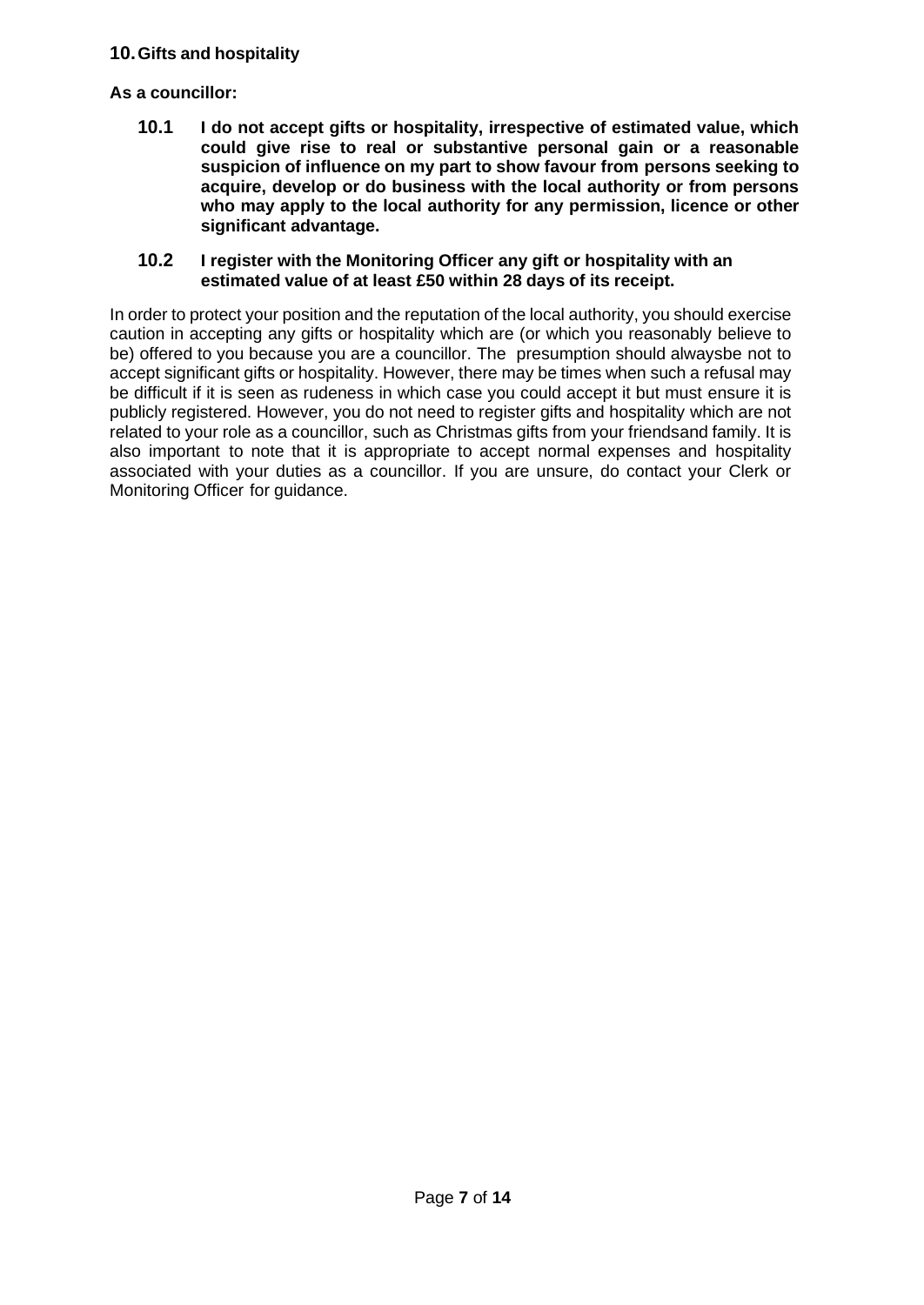## 10. Gifts and hospitality

**As a councillor:**

**10.1 I do not accept gifts or hospitality, irrespective of estimated value, which could give rise to real or substantive personal gain or a reasonable suspicion of influence on my part to show favour from persons seeking to acquire, develop or do business with the local authority or from persons who may apply to the local authority for any permission, licence or other significant advantage.**

**10.2 I register with the Monitoring Officer any gift or hospitality with an estimated value of at least £50 within 28 days of its receipt.**

In order to protect your position and the reputation of the local authority, you should exercise caution in accepting any gifts or hospitality which are (or which you reasonably believe to be) offered to you because you are a councillor. The presumption should alwaysbe not to accept significant gifts or hospitality. However, there may be times when such a refusal may be difficult if it is seen as rudeness in which case you could accept it but must ensure it is publicly registered. However, you do not need to register gifts and hospitality which are not related to your role as a councillor, such as Christmas gifts from your friendsand family. It is also important to note that it is appropriate to accept normal expenses and hospitality associated with your duties as a councillor. If you are unsure, do contact your Clerk or Monitoring Officer for guidance.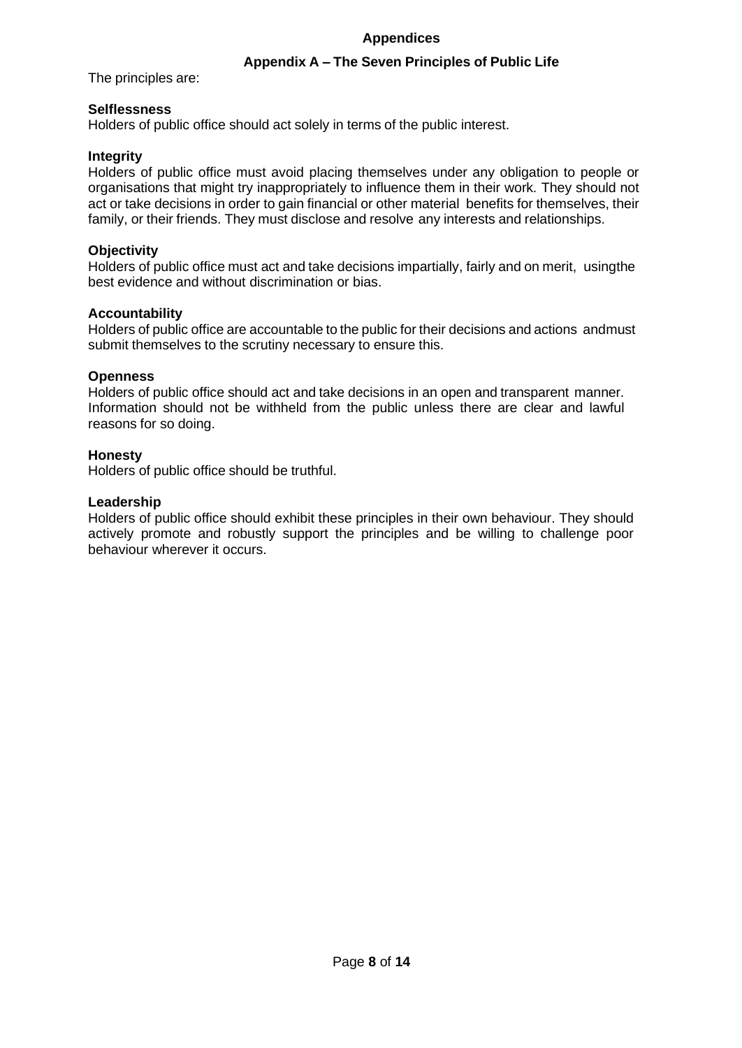## Appendices

### Appendix A – The Seven Principles of Public Life

The principles are:

**Selflessness**
Holders of public office should act solely in terms of the public interest.

**Integrity**
Holders of public office must avoid placing themselves under any obligation to people or organisations that might try inappropriately to influence them in their work. They should not act or take decisions in order to gain financial or other material benefits for themselves, their family, or their friends. They must disclose and resolve any interests and relationships.

**Objectivity**
Holders of public office must act and take decisions impartially, fairly and on merit, usingthe best evidence and without discrimination or bias.

**Accountability**
Holders of public office are accountable to the public for their decisions and actions andmust submit themselves to the scrutiny necessary to ensure this.

**Openness**
Holders of public office should act and take decisions in an open and transparent manner. Information should not be withheld from the public unless there are clear and lawful reasons for so doing.

**Honesty**
Holders of public office should be truthful.

**Leadership**
Holders of public office should exhibit these principles in their own behaviour. They should actively promote and robustly support the principles and be willing to challenge poor behaviour wherever it occurs.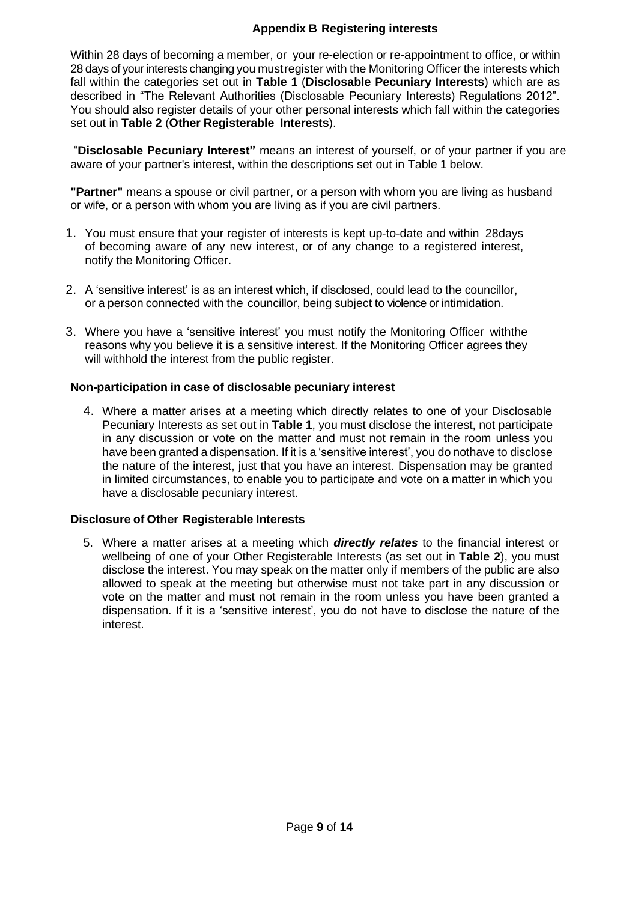## Appendix B Registering interests

Within 28 days of becoming a member, or your re-election or re-appointment to office, or within 28 days of your interests changing you must register with the Monitoring Officer the interests which fall within the categories set out in **Table 1** (**Disclosable Pecuniary Interests**) which are as described in "The Relevant Authorities (Disclosable Pecuniary Interests) Regulations 2012". You should also register details of your other personal interests which fall within the categories set out in **Table 2** (**Other Registerable Interests**).

"**Disclosable Pecuniary Interest"** means an interest of yourself, or of your partner if you are aware of your partner's interest, within the descriptions set out in Table 1 below.

**"Partner"** means a spouse or civil partner, or a person with whom you are living as husband or wife, or a person with whom you are living as if you are civil partners.

1. You must ensure that your register of interests is kept up-to-date and within 28days of becoming aware of any new interest, or of any change to a registered interest, notify the Monitoring Officer.

2. A 'sensitive interest' is as an interest which, if disclosed, could lead to the councillor, or a person connected with the councillor, being subject to violence or intimidation.

3. Where you have a 'sensitive interest' you must notify the Monitoring Officer withthe reasons why you believe it is a sensitive interest. If the Monitoring Officer agrees they will withhold the interest from the public register.

### Non-participation in case of disclosable pecuniary interest

4. Where a matter arises at a meeting which directly relates to one of your Disclosable Pecuniary Interests as set out in **Table 1**, you must disclose the interest, not participate in any discussion or vote on the matter and must not remain in the room unless you have been granted a dispensation. If it is a 'sensitive interest', you do nothave to disclose the nature of the interest, just that you have an interest. Dispensation may be granted in limited circumstances, to enable you to participate and vote on a matter in which you have a disclosable pecuniary interest.

### Disclosure of Other Registerable Interests

5. Where a matter arises at a meeting which ***directly relates*** to the financial interest or wellbeing of one of your Other Registerable Interests (as set out in **Table 2**), you must disclose the interest. You may speak on the matter only if members of the public are also allowed to speak at the meeting but otherwise must not take part in any discussion or vote on the matter and must not remain in the room unless you have been granted a dispensation. If it is a 'sensitive interest', you do not have to disclose the nature of the interest.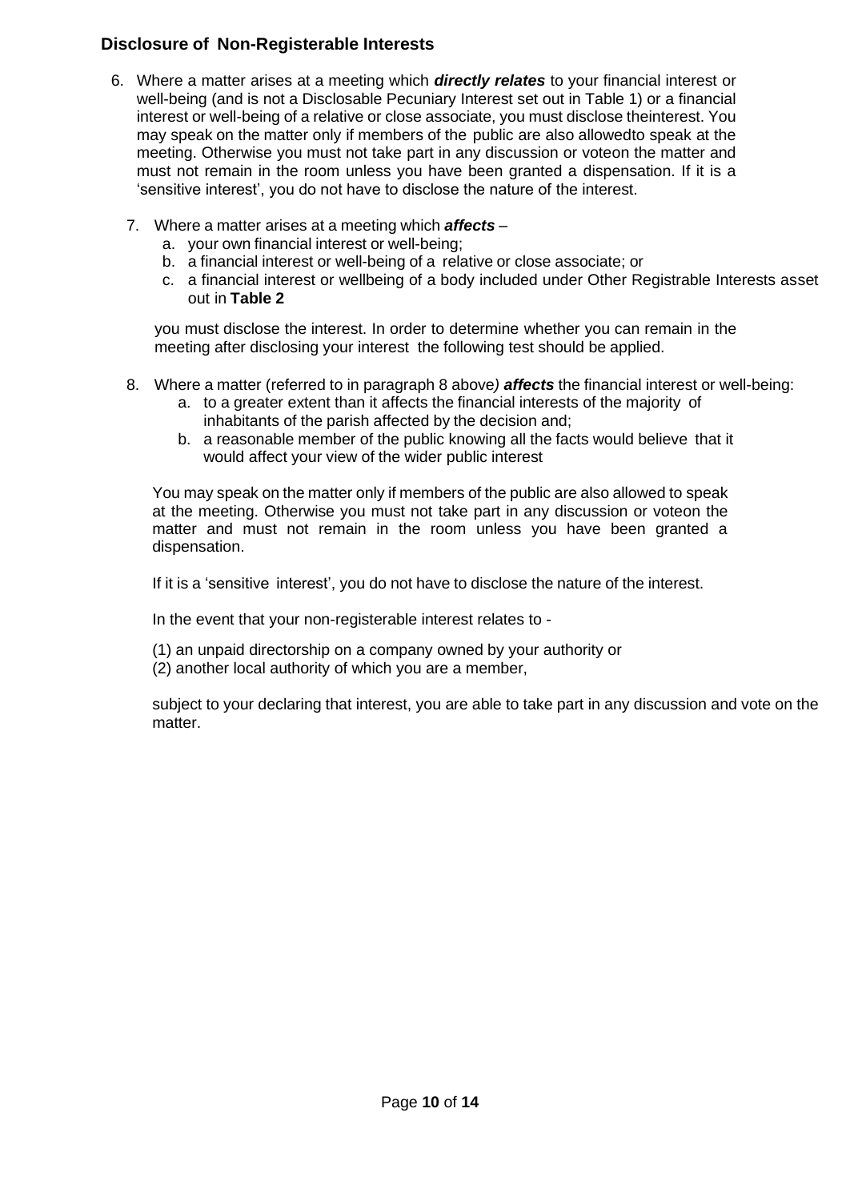## Disclosure of Non-Registerable Interests

6. Where a matter arises at a meeting which ***directly relates*** to your financial interest or well-being (and is not a Disclosable Pecuniary Interest set out in Table 1) or a financial interest or well-being of a relative or close associate, you must disclose theinterest. You may speak on the matter only if members of the public are also allowedto speak at the meeting. Otherwise you must not take part in any discussion or voteon the matter and must not remain in the room unless you have been granted a dispensation. If it is a 'sensitive interest', you do not have to disclose the nature of the interest.

7. Where a matter arises at a meeting which ***affects*** –
   a. your own financial interest or well-being;
   b. a financial interest or well-being of a relative or close associate; or
   c. a financial interest or wellbeing of a body included under Other Registrable Interests asset out in **Table 2**

   you must disclose the interest. In order to determine whether you can remain in the meeting after disclosing your interest the following test should be applied.

8. Where a matter (referred to in paragraph 8 above*)* ***affects*** the financial interest or well-being:
   a. to a greater extent than it affects the financial interests of the majority of inhabitants of the parish affected by the decision and;
   b. a reasonable member of the public knowing all the facts would believe that it would affect your view of the wider public interest

   You may speak on the matter only if members of the public are also allowed to speak at the meeting. Otherwise you must not take part in any discussion or voteon the matter and must not remain in the room unless you have been granted a dispensation.

   If it is a 'sensitive interest', you do not have to disclose the nature of the interest.

   In the event that your non-registerable interest relates to -

   (1) an unpaid directorship on a company owned by your authority or
   (2) another local authority of which you are a member,

   subject to your declaring that interest, you are able to take part in any discussion and vote on the matter.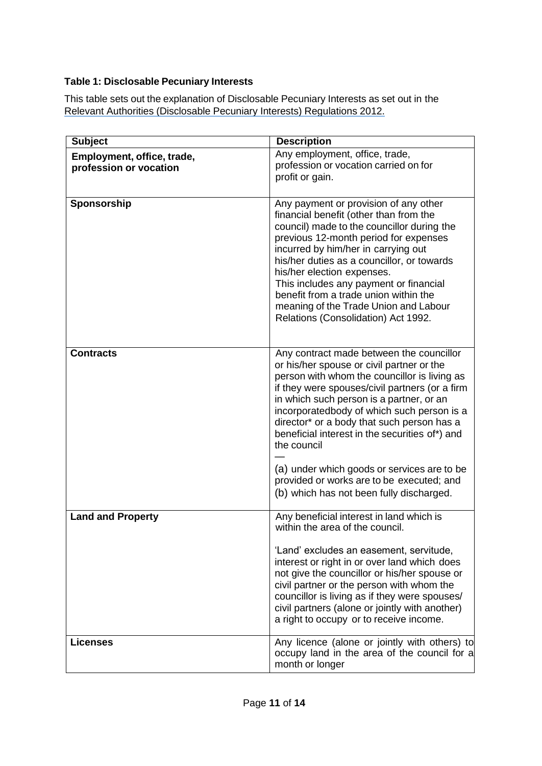**Table 1: Disclosable Pecuniary Interests**

This table sets out the explanation of Disclosable Pecuniary Interests as set out in the Relevant Authorities (Disclosable Pecuniary Interests) Regulations 2012.

| Subject | Description |
|---|---|
| **Employment, office, trade, profession or vocation** | Any employment, office, trade, profession or vocation carried on for profit or gain. |
| **Sponsorship** | Any payment or provision of any other financial benefit (other than from the council) made to the councillor during the previous 12-month period for expenses incurred by him/her in carrying out his/her duties as a councillor, or towards his/her election expenses. This includes any payment or financial benefit from a trade union within the meaning of the Trade Union and Labour Relations (Consolidation) Act 1992. |
| **Contracts** | Any contract made between the councillor or his/her spouse or civil partner or the person with whom the councillor is living as if they were spouses/civil partners (or a firm in which such person is a partner, or an incorporatedbody of which such person is a director* or a body that such person has a beneficial interest in the securities of*) and the council — (a) under which goods or services are to be provided or works are to be executed; and (b) which has not been fully discharged. |
| **Land and Property** | Any beneficial interest in land which is within the area of the council. 'Land' excludes an easement, servitude, interest or right in or over land which does not give the councillor or his/her spouse or civil partner or the person with whom the councillor is living as if they were spouses/ civil partners (alone or jointly with another) a right to occupy or to receive income. |
| **Licenses** | Any licence (alone or jointly with others) to occupy land in the area of the council for a month or longer |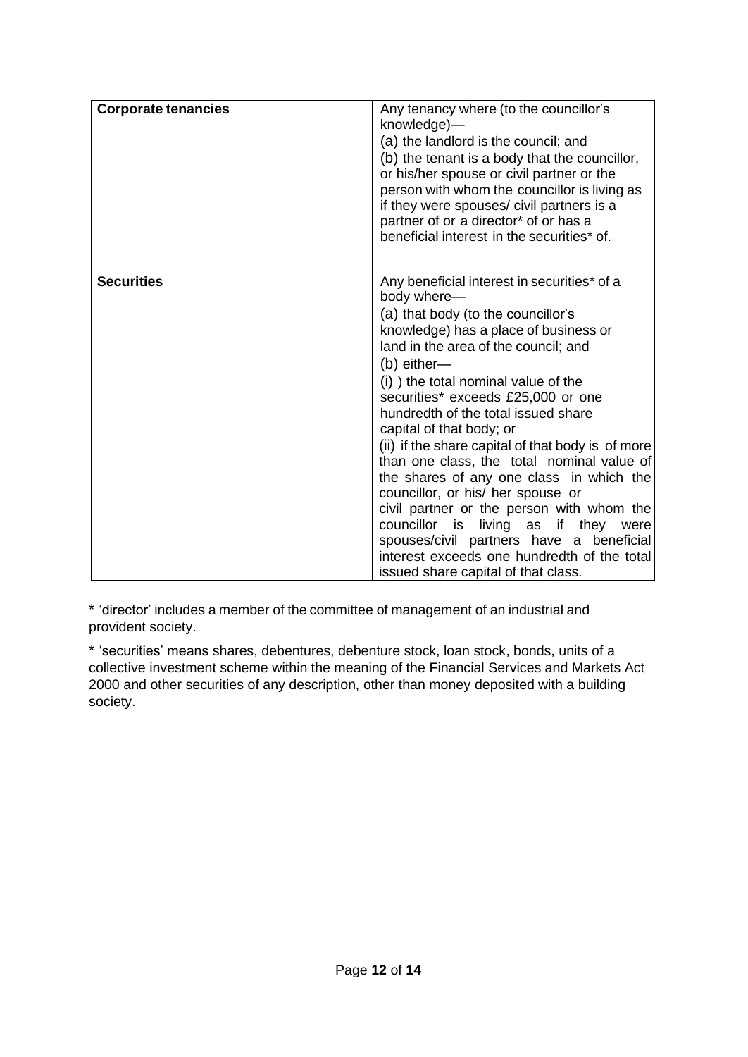| **Corporate tenancies** | Any tenancy where (to the councillor's knowledge)—<br>(a) the landlord is the council; and<br>(b) the tenant is a body that the councillor, or his/her spouse or civil partner or the person with whom the councillor is living as if they were spouses/ civil partners is a partner of or a director* of or has a beneficial interest in the securities* of. |
|---|---|
| **Securities** | Any beneficial interest in securities* of a body where—<br>(a) that body (to the councillor's knowledge) has a place of business or land in the area of the council; and<br>(b) either—<br>(i) ) the total nominal value of the securities* exceeds £25,000 or one hundredth of the total issued share capital of that body; or<br>(ii) if the share capital of that body is of more than one class, the total nominal value of the shares of any one class in which the councillor, or his/ her spouse or civil partner or the person with whom the councillor is living as if they were spouses/civil partners have a beneficial interest exceeds one hundredth of the total issued share capital of that class. |

\* 'director' includes a member of the committee of management of an industrial and provident society.

\* 'securities' means shares, debentures, debenture stock, loan stock, bonds, units of a collective investment scheme within the meaning of the Financial Services and Markets Act 2000 and other securities of any description, other than money deposited with a building society.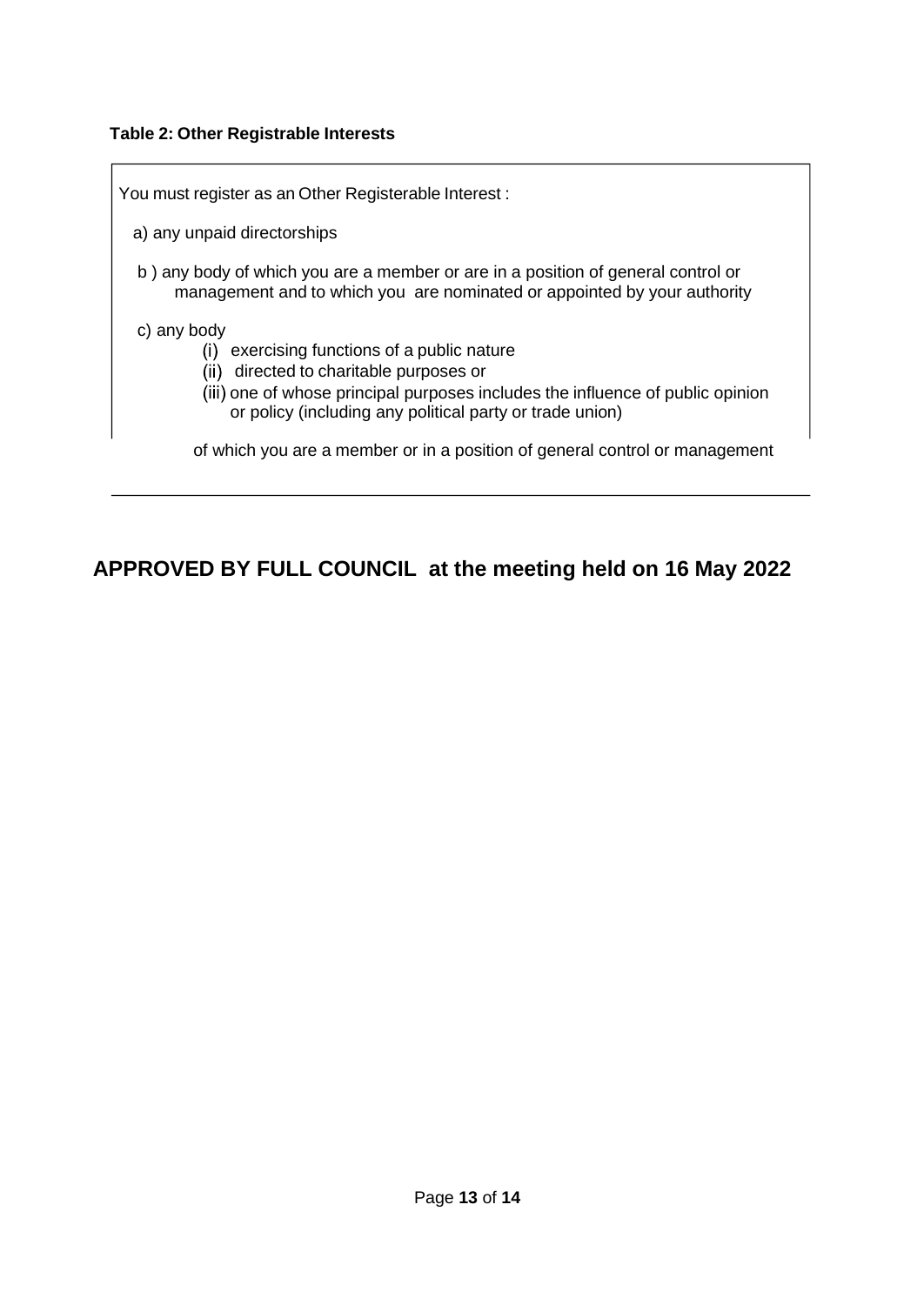**Table 2: Other Registrable Interests**

You must register as an Other Registerable Interest :

a) any unpaid directorships

b ) any body of which you are a member or are in a position of general control or management and to which you are nominated or appointed by your authority

c) any body

- (i) exercising functions of a public nature
- (ii) directed to charitable purposes or
- (iii) one of whose principal purposes includes the influence of public opinion or policy (including any political party or trade union)

of which you are a member or in a position of general control or management

## APPROVED BY FULL COUNCIL at the meeting held on 16 May 2022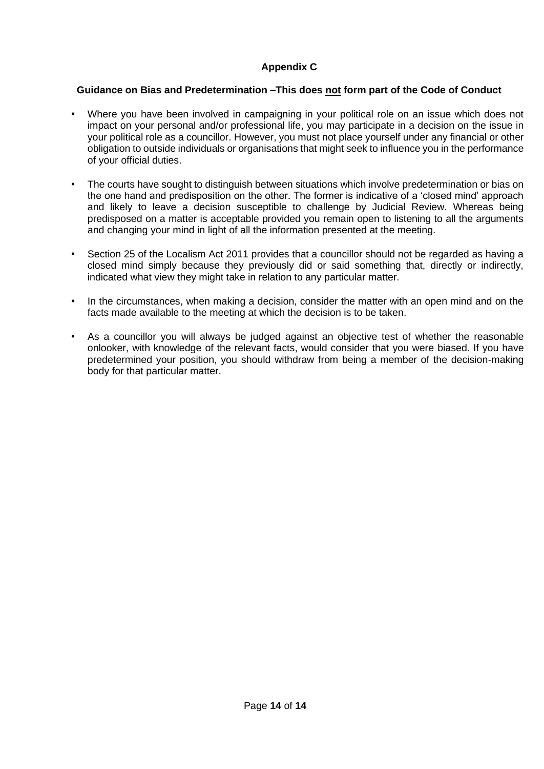## Appendix C

**Guidance on Bias and Predetermination –This does not form part of the Code of Conduct**

- Where you have been involved in campaigning in your political role on an issue which does not impact on your personal and/or professional life, you may participate in a decision on the issue in your political role as a councillor. However, you must not place yourself under any financial or other obligation to outside individuals or organisations that might seek to influence you in the performance of your official duties.
- The courts have sought to distinguish between situations which involve predetermination or bias on the one hand and predisposition on the other. The former is indicative of a 'closed mind' approach and likely to leave a decision susceptible to challenge by Judicial Review. Whereas being predisposed on a matter is acceptable provided you remain open to listening to all the arguments and changing your mind in light of all the information presented at the meeting.
- Section 25 of the Localism Act 2011 provides that a councillor should not be regarded as having a closed mind simply because they previously did or said something that, directly or indirectly, indicated what view they might take in relation to any particular matter.
- In the circumstances, when making a decision, consider the matter with an open mind and on the facts made available to the meeting at which the decision is to be taken.
- As a councillor you will always be judged against an objective test of whether the reasonable onlooker, with knowledge of the relevant facts, would consider that you were biased. If you have predetermined your position, you should withdraw from being a member of the decision-making body for that particular matter.